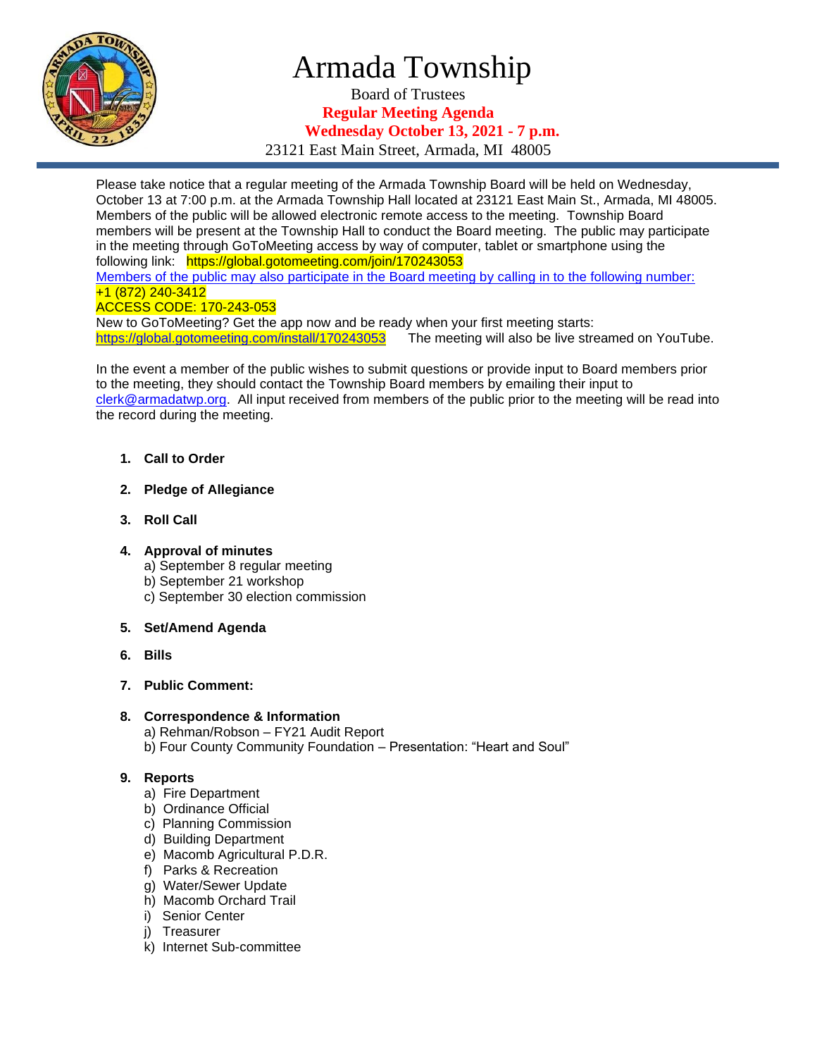# Armada Township

Board of Trustees

**Regular Meeting Agenda**

**Wednesday October 13, 2021 - 7 p.m.**

23121 East Main Street, Armada, MI 48005

Please take notice that a regular meeting of the Armada Township Board will be held on Wednesday, October 13 at 7:00 p.m. at the Armada Township Hall located at 23121 East Main St., Armada, MI 48005. Members of the public will be allowed electronic remote access to the meeting. Township Board members will be present at the Township Hall to conduct the Board meeting. The public may participate in the meeting through GoToMeeting access by way of computer, tablet or smartphone using the following link: https://global.gotomeeting.com/join/170243053

Members of the public may also participate in the Board meeting by calling in to the following number:
+1 (872) 240-3412
ACCESS CODE: 170-243-053

New to GoToMeeting? Get the app now and be ready when your first meeting starts:
https://global.gotomeeting.com/install/170243053 The meeting will also be live streamed on YouTube.

In the event a member of the public wishes to submit questions or provide input to Board members prior to the meeting, they should contact the Township Board members by emailing their input to clerk@armadatwp.org. All input received from members of the public prior to the meeting will be read into the record during the meeting.

1. **Call to Order**
2. **Pledge of Allegiance**
3. **Roll Call**
4. **Approval of minutes**
   a) September 8 regular meeting
   b) September 21 workshop
   c) September 30 election commission
5. **Set/Amend Agenda**
6. **Bills**
7. **Public Comment:**
8. **Correspondence & Information**
   a) Rehman/Robson – FY21 Audit Report
   b) Four County Community Foundation – Presentation: "Heart and Soul"
9. **Reports**
   a) Fire Department
   b) Ordinance Official
   c) Planning Commission
   d) Building Department
   e) Macomb Agricultural P.D.R.
   f) Parks & Recreation
   g) Water/Sewer Update
   h) Macomb Orchard Trail
   i) Senior Center
   j) Treasurer
   k) Internet Sub-committee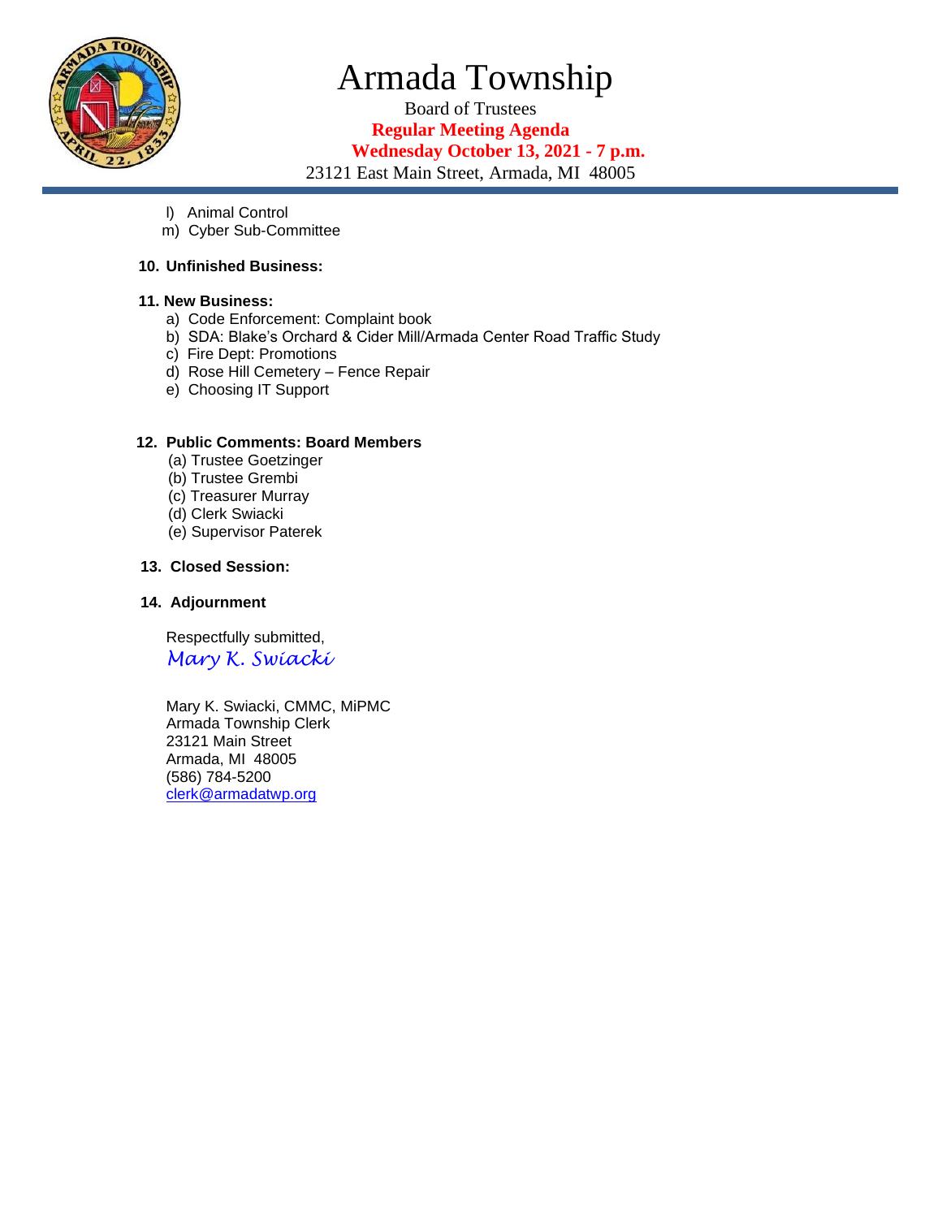l) Animal Control
m) Cyber Sub-Committee

**10. Unfinished Business:**

**11. New Business:**

a) Code Enforcement: Complaint book
b) SDA: Blake's Orchard & Cider Mill/Armada Center Road Traffic Study
c) Fire Dept: Promotions
d) Rose Hill Cemetery – Fence Repair
e) Choosing IT Support

**12. Public Comments: Board Members**

(a) Trustee Goetzinger
(b) Trustee Grembi
(c) Treasurer Murray
(d) Clerk Swiacki
(e) Supervisor Paterek

**13. Closed Session:**

**14. Adjournment**

Respectfully submitted,

*Mary K. Swiacki*

Mary K. Swiacki, CMMC, MiPMC
Armada Township Clerk
23121 Main Street
Armada, MI 48005
(586) 784-5200
clerk@armadatwp.org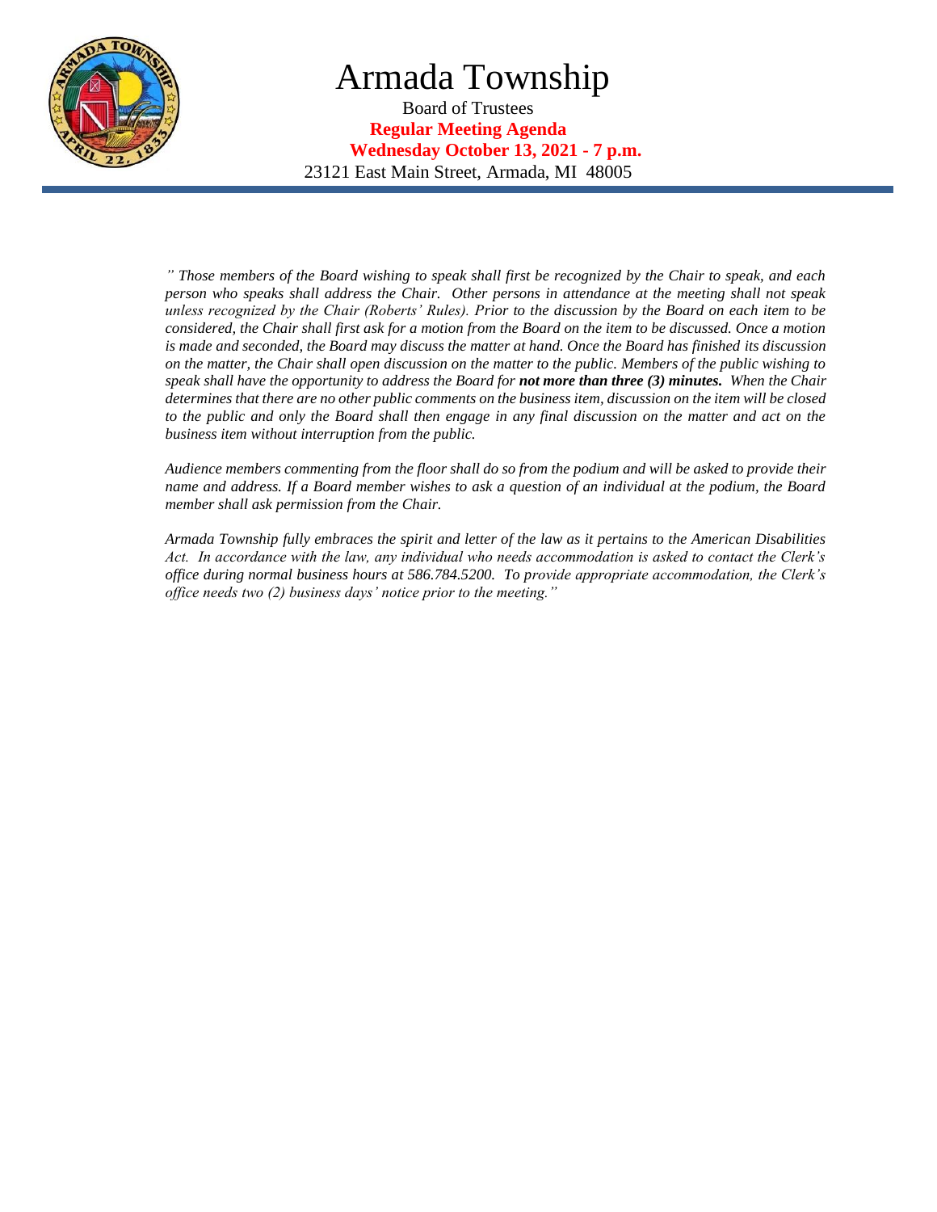# Armada Township

Board of Trustees

**Regular Meeting Agenda**

**Wednesday October 13, 2021 - 7 p.m.**

23121 East Main Street, Armada, MI 48005

*" Those members of the Board wishing to speak shall first be recognized by the Chair to speak, and each person who speaks shall address the Chair. Other persons in attendance at the meeting shall not speak unless recognized by the Chair (Roberts' Rules). Prior to the discussion by the Board on each item to be considered, the Chair shall first ask for a motion from the Board on the item to be discussed. Once a motion is made and seconded, the Board may discuss the matter at hand. Once the Board has finished its discussion on the matter, the Chair shall open discussion on the matter to the public. Members of the public wishing to speak shall have the opportunity to address the Board for* ***not more than three (3) minutes.*** *When the Chair determines that there are no other public comments on the business item, discussion on the item will be closed to the public and only the Board shall then engage in any final discussion on the matter and act on the business item without interruption from the public.*

*Audience members commenting from the floor shall do so from the podium and will be asked to provide their name and address. If a Board member wishes to ask a question of an individual at the podium, the Board member shall ask permission from the Chair.*

*Armada Township fully embraces the spirit and letter of the law as it pertains to the American Disabilities Act. In accordance with the law, any individual who needs accommodation is asked to contact the Clerk's office during normal business hours at 586.784.5200. To provide appropriate accommodation, the Clerk's office needs two (2) business days' notice prior to the meeting."*